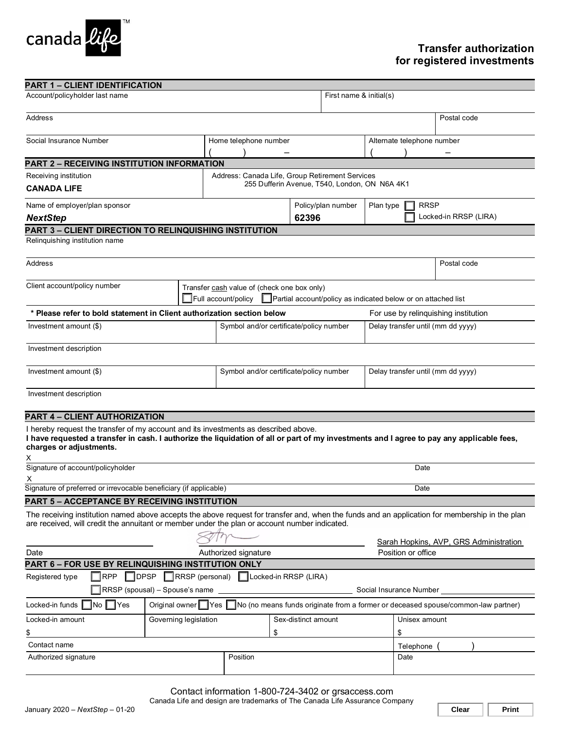canada life™

# Transfer authorization for registered investments

## PART 1 – CLIENT IDENTIFICATION

| Account/policyholder last name | | First name & initial(s) |
|---|---|---|
| | | |

| Address | Postal code |
|---|---|
| | |

| Social Insurance Number | Home telephone number | Alternate telephone number |
|---|---|---|
| | ( ) – | ( ) – |

## PART 2 – RECEIVING INSTITUTION INFORMATION

| Receiving institution | Address: Canada Life, Group Retirement Services |
|---|---|
| **CANADA LIFE** | 255 Dufferin Avenue, T540, London, ON N6A 4K1 |

| Name of employer/plan sponsor | Policy/plan number | Plan type |
|---|---|---|
| ***NextStep*** | **62396** | ☐ RRSP ☐ Locked-in RRSP (LIRA) |

## PART 3 – CLIENT DIRECTION TO RELINQUISHING INSTITUTION

Relinquishing institution name

| Address | Postal code |
|---|---|
| | |

| Client account/policy number | Transfer cash value of (check one box only) |
|---|---|
| | ☐ Full account/policy ☐ Partial account/policy as indicated below or on attached list |

| **\* Please refer to bold statement in Client authorization section below** | | For use by relinquishing institution |
|---|---|---|
| Investment amount ($) | Symbol and/or certificate/policy number | Delay transfer until (mm dd yyyy) |
| Investment description | | |
| Investment amount ($) | Symbol and/or certificate/policy number | Delay transfer until (mm dd yyyy) |
| Investment description | | |

## PART 4 – CLIENT AUTHORIZATION

I hereby request the transfer of my account and its investments as described above.
**I have requested a transfer in cash. I authorize the liquidation of all or part of my investments and I agree to pay any applicable fees, charges or adjustments.**

X
Signature of account/policyholder — Date

X
Signature of preferred or irrevocable beneficiary (if applicable) — Date

## PART 5 – ACCEPTANCE BY RECEIVING INSTITUTION

The receiving institution named above accepts the above request for transfer and, when the funds and an application for membership in the plan are received, will credit the annuitant or member under the plan or account number indicated.

| Date | Authorized signature | Sarah Hopkins, AVP, GRS Administration<br>Position or office |
|---|---|---|

## PART 6 – FOR USE BY RELINQUISHING INSTITUTION ONLY

Registered type ☐ RPP ☐ DPSP ☐ RRSP (personal) ☐ Locked-in RRSP (LIRA)
☐ RRSP (spousal) – Spouse's name ____________ Social Insurance Number ____________

| Locked-in funds ☐ No ☐ Yes | Original owner ☐ Yes ☐ No (no means funds originate from a former or deceased spouse/common-law partner) | | |
|---|---|---|---|
| Locked-in amount<br>$ | Governing legislation | Sex-distinct amount<br>$ | Unisex amount<br>$ |
| Contact name | | | Telephone ( ) |
| Authorized signature | Position | | Date |

Contact information 1-800-724-3402 or grsaccess.com
Canada Life and design are trademarks of The Canada Life Assurance Company

January 2020 – *NextStep* – 01-20

Clear Print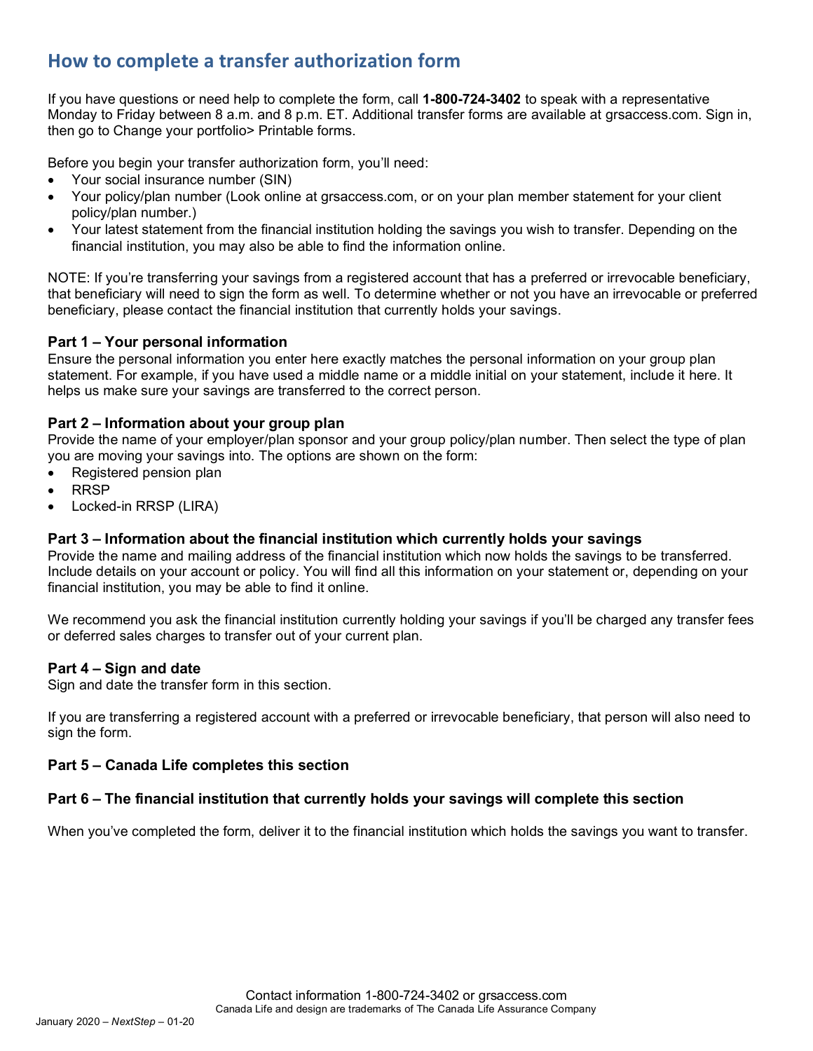# How to complete a transfer authorization form

If you have questions or need help to complete the form, call **1-800-724-3402** to speak with a representative Monday to Friday between 8 a.m. and 8 p.m. ET. Additional transfer forms are available at grsaccess.com. Sign in, then go to Change your portfolio> Printable forms.

Before you begin your transfer authorization form, you'll need:

- Your social insurance number (SIN)
- Your policy/plan number (Look online at grsaccess.com, or on your plan member statement for your client policy/plan number.)
- Your latest statement from the financial institution holding the savings you wish to transfer. Depending on the financial institution, you may also be able to find the information online.

NOTE: If you're transferring your savings from a registered account that has a preferred or irrevocable beneficiary, that beneficiary will need to sign the form as well. To determine whether or not you have an irrevocable or preferred beneficiary, please contact the financial institution that currently holds your savings.

### Part 1 – Your personal information

Ensure the personal information you enter here exactly matches the personal information on your group plan statement. For example, if you have used a middle name or a middle initial on your statement, include it here. It helps us make sure your savings are transferred to the correct person.

### Part 2 – Information about your group plan

Provide the name of your employer/plan sponsor and your group policy/plan number. Then select the type of plan you are moving your savings into. The options are shown on the form:

- Registered pension plan
- RRSP
- Locked-in RRSP (LIRA)

### Part 3 – Information about the financial institution which currently holds your savings

Provide the name and mailing address of the financial institution which now holds the savings to be transferred. Include details on your account or policy. You will find all this information on your statement or, depending on your financial institution, you may be able to find it online.

We recommend you ask the financial institution currently holding your savings if you'll be charged any transfer fees or deferred sales charges to transfer out of your current plan.

### Part 4 – Sign and date

Sign and date the transfer form in this section.

If you are transferring a registered account with a preferred or irrevocable beneficiary, that person will also need to sign the form.

### Part 5 – Canada Life completes this section

### Part 6 – The financial institution that currently holds your savings will complete this section

When you've completed the form, deliver it to the financial institution which holds the savings you want to transfer.

Contact information 1-800-724-3402 or grsaccess.com

Canada Life and design are trademarks of The Canada Life Assurance Company

January 2020 – *NextStep* – 01-20